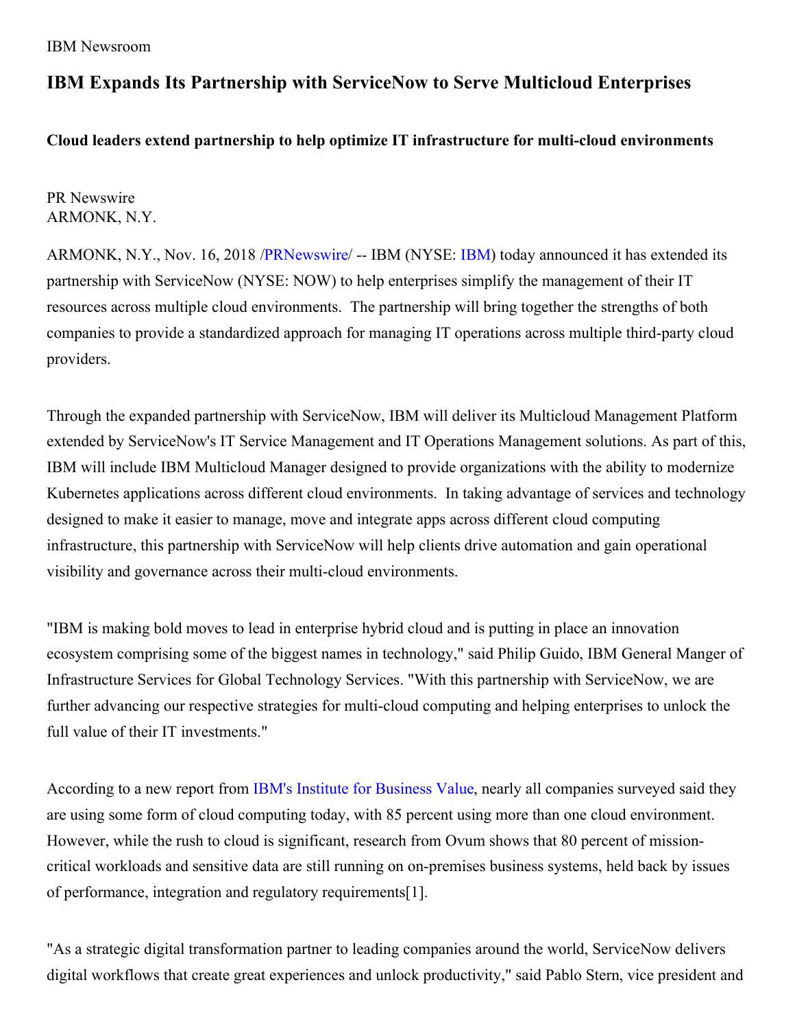IBM Newsroom

# IBM Expands Its Partnership with ServiceNow to Serve Multicloud Enterprises

### Cloud leaders extend partnership to help optimize IT infrastructure for multi-cloud environments

PR Newswire
ARMONK, N.Y.

ARMONK, N.Y., Nov. 16, 2018 /PRNewswire/ -- IBM (NYSE: IBM) today announced it has extended its partnership with ServiceNow (NYSE: NOW) to help enterprises simplify the management of their IT resources across multiple cloud environments. The partnership will bring together the strengths of both companies to provide a standardized approach for managing IT operations across multiple third-party cloud providers.

Through the expanded partnership with ServiceNow, IBM will deliver its Multicloud Management Platform extended by ServiceNow's IT Service Management and IT Operations Management solutions. As part of this, IBM will include IBM Multicloud Manager designed to provide organizations with the ability to modernize Kubernetes applications across different cloud environments. In taking advantage of services and technology designed to make it easier to manage, move and integrate apps across different cloud computing infrastructure, this partnership with ServiceNow will help clients drive automation and gain operational visibility and governance across their multi-cloud environments.

"IBM is making bold moves to lead in enterprise hybrid cloud and is putting in place an innovation ecosystem comprising some of the biggest names in technology," said Philip Guido, IBM General Manger of Infrastructure Services for Global Technology Services. "With this partnership with ServiceNow, we are further advancing our respective strategies for multi-cloud computing and helping enterprises to unlock the full value of their IT investments."

According to a new report from IBM's Institute for Business Value, nearly all companies surveyed said they are using some form of cloud computing today, with 85 percent using more than one cloud environment. However, while the rush to cloud is significant, research from Ovum shows that 80 percent of mission-critical workloads and sensitive data are still running on on-premises business systems, held back by issues of performance, integration and regulatory requirements[1].

"As a strategic digital transformation partner to leading companies around the world, ServiceNow delivers digital workflows that create great experiences and unlock productivity," said Pablo Stern, vice president and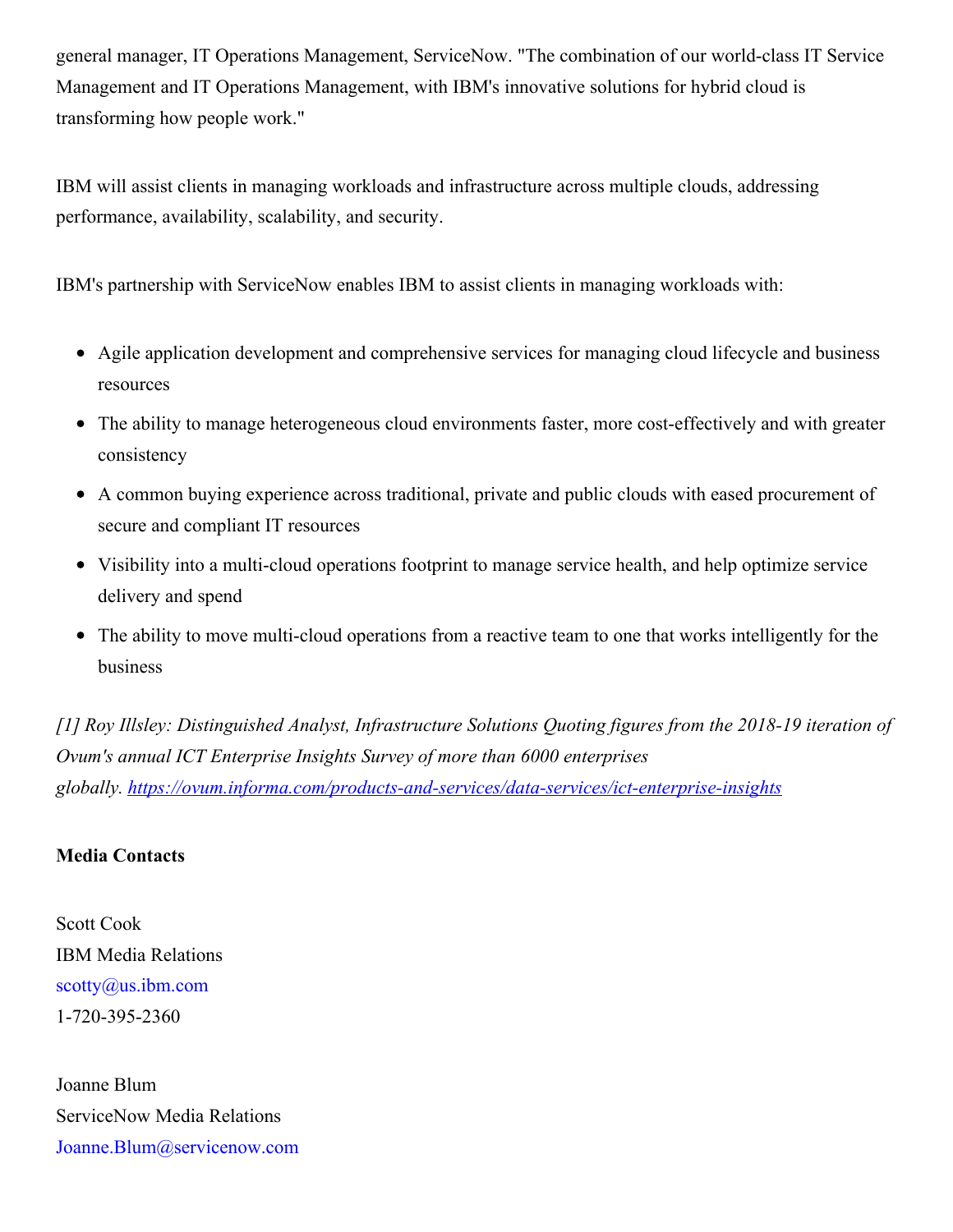general manager, IT Operations Management, ServiceNow. "The combination of our world-class IT Service Management and IT Operations Management, with IBM's innovative solutions for hybrid cloud is transforming how people work."

IBM will assist clients in managing workloads and infrastructure across multiple clouds, addressing performance, availability, scalability, and security.

IBM's partnership with ServiceNow enables IBM to assist clients in managing workloads with:

- Agile application development and comprehensive services for managing cloud lifecycle and business resources
- The ability to manage heterogeneous cloud environments faster, more cost-effectively and with greater consistency
- A common buying experience across traditional, private and public clouds with eased procurement of secure and compliant IT resources
- Visibility into a multi-cloud operations footprint to manage service health, and help optimize service delivery and spend
- The ability to move multi-cloud operations from a reactive team to one that works intelligently for the business

*[1] Roy Illsley: Distinguished Analyst, Infrastructure Solutions Quoting figures from the 2018-19 iteration of Ovum's annual ICT Enterprise Insights Survey of more than 6000 enterprises globally. https://ovum.informa.com/products-and-services/data-services/ict-enterprise-insights*

**Media Contacts**

Scott Cook
IBM Media Relations
scotty@us.ibm.com
1-720-395-2360

Joanne Blum
ServiceNow Media Relations
Joanne.Blum@servicenow.com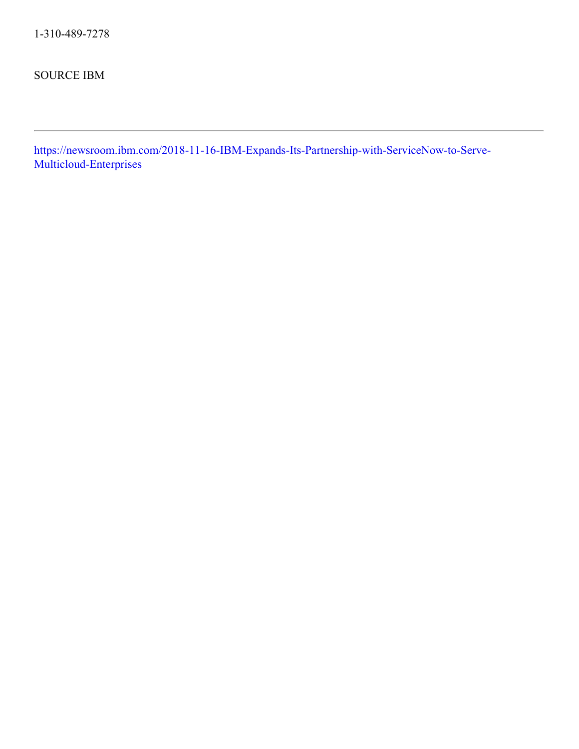1-310-489-7278

SOURCE IBM

---

https://newsroom.ibm.com/2018-11-16-IBM-Expands-Its-Partnership-with-ServiceNow-to-Serve-Multicloud-Enterprises